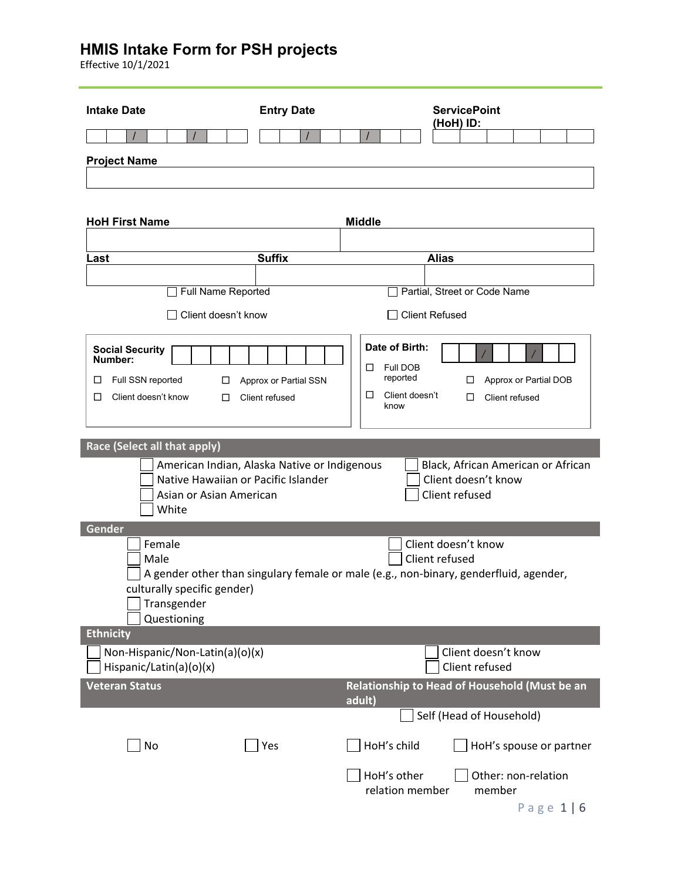# HMIS Intake Form for PSH projects

Effective 10/1/2021

**Intake Date** ___ ___ / ___ ___ / ___ ___ ___ ___

**Entry Date** ___ ___ / ___ ___ / ___ ___ ___ ___

**ServicePoint (HoH) ID:** ___ ___ ___ ___ ___ ___

**Project Name**

___________________________________________

**HoH First Name** ____________________ **Middle** ____________________

**Last** ____________________ **Suffix** ____________________ **Alias** ____________________

☐ Full Name Reported ☐ Partial, Street or Code Name

☐ Client doesn't know ☐ Client Refused

**Social Security Number:** ___ ___ ___ ___ ___ ___ ___ ___ ___

☐ Full SSN reported ☐ Approx or Partial SSN

☐ Client doesn't know ☐ Client refused

**Date of Birth:** ___ ___ / ___ ___ / ___ ___ ___ ___

☐ Full DOB reported ☐ Approx or Partial DOB

☐ Client doesn't know ☐ Client refused

## Race (Select all that apply)

☐ American Indian, Alaska Native or Indigenous
☐ Native Hawaiian or Pacific Islander
☐ Asian or Asian American
☐ White
☐ Black, African American or African
☐ Client doesn't know
☐ Client refused

## Gender

☐ Female
☐ Male
☐ A gender other than singulary female or male (e.g., non-binary, genderfluid, agender, culturally specific gender)
☐ Transgender
☐ Questioning
☐ Client doesn't know
☐ Client refused

## Ethnicity

☐ Non-Hispanic/Non-Latin(a)(o)(x)
☐ Hispanic/Latin(a)(o)(x)
☐ Client doesn't know
☐ Client refused

## Veteran Status

☐ No ☐ Yes

## Relationship to Head of Household (Must be an adult)

☐ Self (Head of Household)
☐ HoH's child
☐ HoH's spouse or partner
☐ HoH's other relation member
☐ Other: non-relation member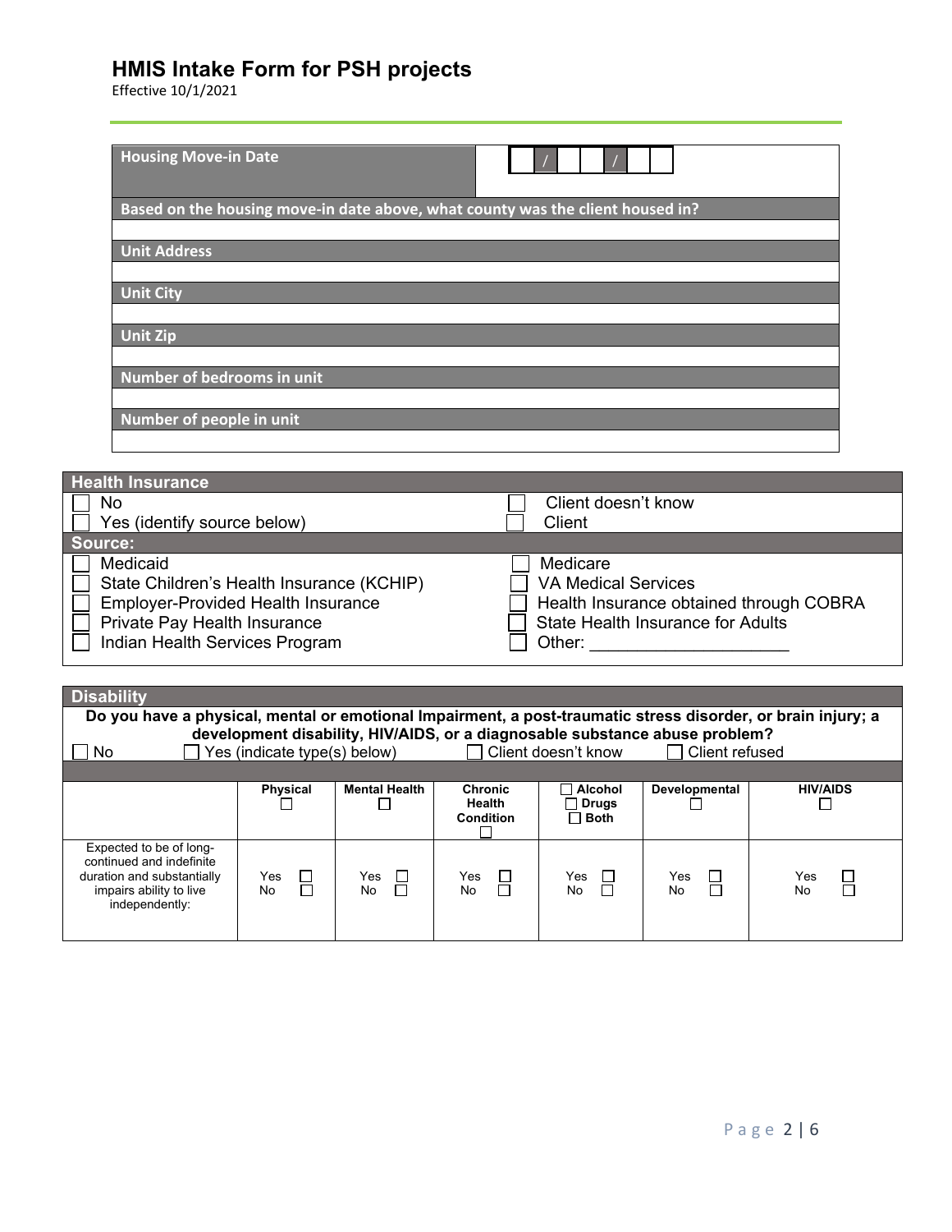# HMIS Intake Form for PSH projects

Effective 10/1/2021

| Housing Move-in Date | ☐☐ / ☐☐ / ☐☐ |
|---|---|

| Based on the housing move-in date above, what county was the client housed in? |
|---|
| |
| **Unit Address** |
| |
| **Unit City** |
| |
| **Unit Zip** |
| |
| **Number of bedrooms in unit** |
| |
| **Number of people in unit** |
| |

| Health Insurance | |
|---|---|
| ☐ No | ☐ Client doesn't know |
| ☐ Yes (identify source below) | ☐ Client |
| **Source:** | |
| ☐ Medicaid | ☐ Medicare |
| ☐ State Children's Health Insurance (KCHIP) | ☐ VA Medical Services |
| ☐ Employer-Provided Health Insurance | ☐ Health Insurance obtained through COBRA |
| ☐ Private Pay Health Insurance | ☐ State Health Insurance for Adults |
| ☐ Indian Health Services Program | ☐ Other: ____________________ |

## Disability

**Do you have a physical, mental or emotional Impairment, a post-traumatic stress disorder, or brain injury; a development disability, HIV/AIDS, or a diagnosable substance abuse problem?**

☐ No ☐ Yes (indicate type(s) below) ☐ Client doesn't know ☐ Client refused

| | Physical ☐ | Mental Health ☐ | Chronic Health Condition ☐ | ☐ Alcohol ☐ Drugs ☐ Both | Developmental ☐ | HIV/AIDS ☐ |
|---|---|---|---|---|---|---|
| Expected to be of long-continued and indefinite duration and substantially impairs ability to live independently: | Yes ☐ No ☐ | Yes ☐ No ☐ | Yes ☐ No ☐ | Yes ☐ No ☐ | Yes ☐ No ☐ | Yes ☐ No ☐ |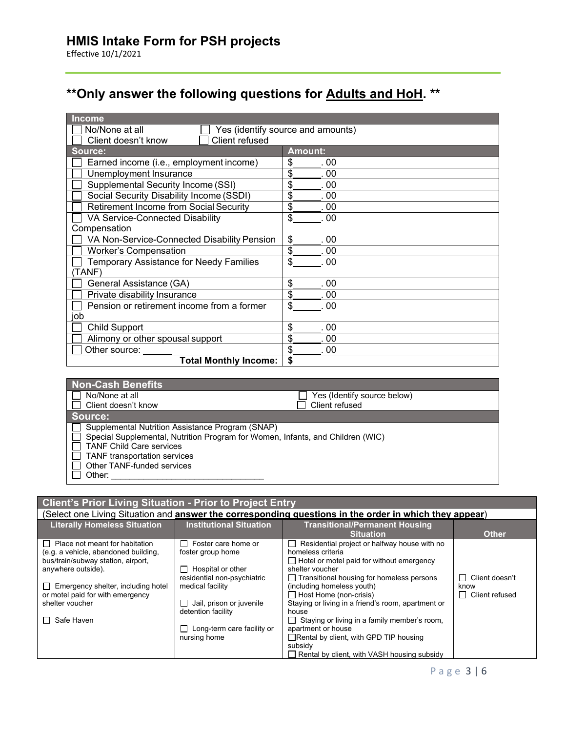## HMIS Intake Form for PSH projects

Effective 10/1/2021

## **Only answer the following questions for Adults and HoH. **

| Income | |
|---|---|
| ☐ No/None at all ☐ Yes (identify source and amounts) | |
| ☐ Client doesn't know ☐ Client refused | |
| **Source:** | **Amount:** |
| ☐ Earned income (i.e., employment income) | $\_\_\_\_\_\_. 00 |
| ☐ Unemployment Insurance | $\_\_\_\_\_\_. 00 |
| ☐ Supplemental Security Income (SSI) | $\_\_\_\_\_\_. 00 |
| ☐ Social Security Disability Income (SSDI) | $\_\_\_\_\_\_. 00 |
| ☐ Retirement Income from Social Security | $\_\_\_\_\_\_. 00 |
| ☐ VA Service-Connected Disability Compensation | $\_\_\_\_\_\_. 00 |
| ☐ VA Non-Service-Connected Disability Pension | $\_\_\_\_\_\_. 00 |
| ☐ Worker's Compensation | $\_\_\_\_\_\_. 00 |
| ☐ Temporary Assistance for Needy Families (TANF) | $\_\_\_\_\_\_. 00 |
| ☐ General Assistance (GA) | $\_\_\_\_\_\_. 00 |
| ☐ Private disability Insurance | $\_\_\_\_\_\_. 00 |
| ☐ Pension or retirement income from a former job | $\_\_\_\_\_\_. 00 |
| ☐ Child Support | $\_\_\_\_\_\_. 00 |
| ☐ Alimony or other spousal support | $\_\_\_\_\_\_. 00 |
| ☐ Other source: \_\_\_\_\_\_ | $\_\_\_\_\_\_. 00 |
| **Total Monthly Income:** | **$** |

| Non-Cash Benefits | |
|---|---|
| ☐ No/None at all | ☐ Yes (Identify source below) |
| ☐ Client doesn't know | ☐ Client refused |
| **Source:** | |
| ☐ Supplemental Nutrition Assistance Program (SNAP)<br>☐ Special Supplemental, Nutrition Program for Women, Infants, and Children (WIC)<br>☐ TANF Child Care services<br>☐ TANF transportation services<br>☐ Other TANF-funded services<br>☐ Other: \_\_\_\_\_\_\_\_\_\_\_\_\_\_\_\_\_\_\_\_\_\_\_\_\_\_\_\_\_\_\_\_\_\_ | |

| Client's Prior Living Situation - Prior to Project Entry | | | |
|---|---|---|---|
| (Select one Living Situation and **answer the corresponding questions in the order in which they appear**) | | | |
| **Literally Homeless Situation** | **Institutional Situation** | **Transitional/Permanent Housing Situation** | **Other** |
| ☐ Place not meant for habitation (e.g. a vehicle, abandoned building, bus/train/subway station, airport, anywhere outside).<br><br>☐ Emergency shelter, including hotel or motel paid for with emergency shelter voucher<br><br>☐ Safe Haven | ☐ Foster care home or foster group home<br><br>☐ Hospital or other residential non-psychiatric medical facility<br><br>☐ Jail, prison or juvenile detention facility<br><br>☐ Long-term care facility or nursing home | ☐ Residential project or halfway house with no homeless criteria<br>☐ Hotel or motel paid for without emergency shelter voucher<br>☐ Transitional housing for homeless persons (including homeless youth)<br>☐ Host Home (non-crisis)<br>Staying or living in a friend's room, apartment or house<br>☐ Staying or living in a family member's room, apartment or house<br>☐ Rental by client, with GPD TIP housing subsidy<br>☐ Rental by client, with VASH housing subsidy | ☐ Client doesn't know<br>☐ Client refused |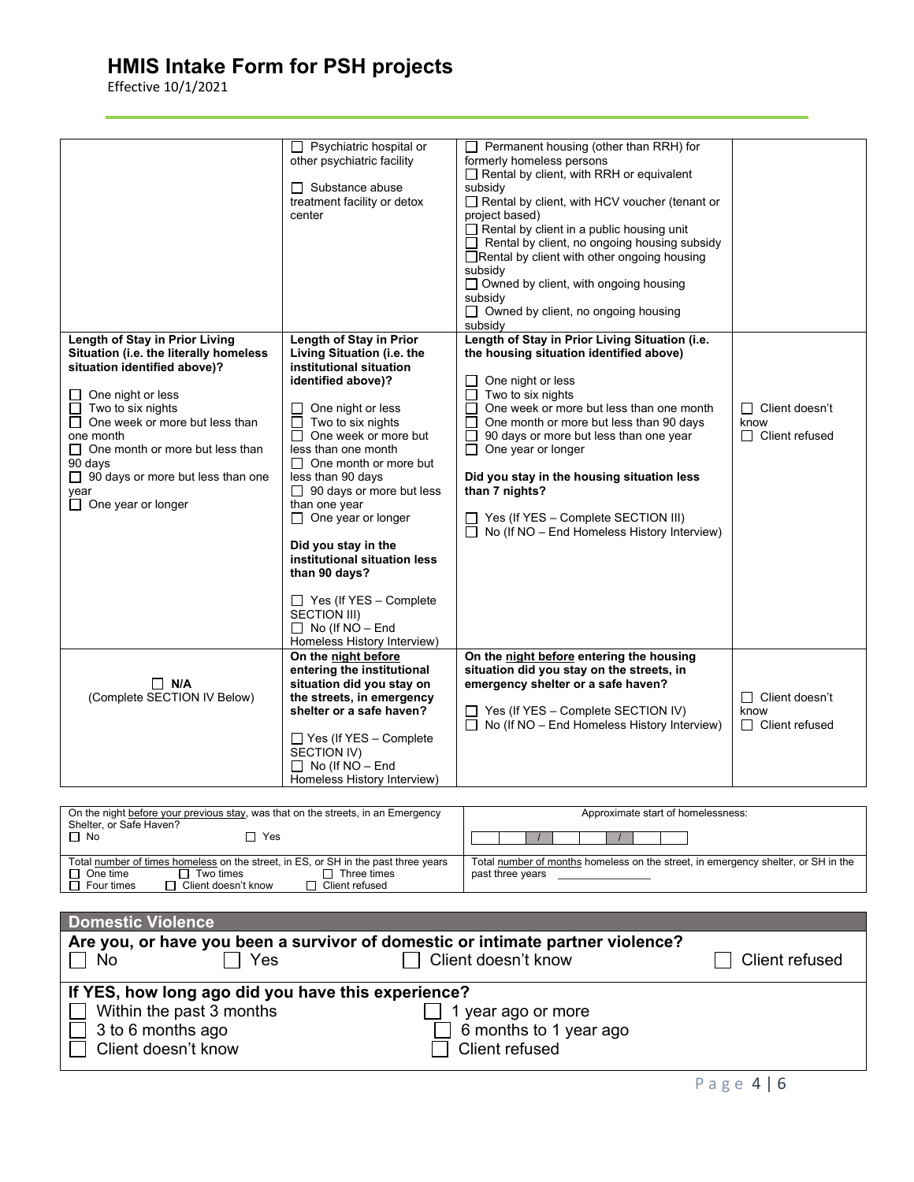# HMIS Intake Form for PSH projects

Effective 10/1/2021

| | | | |
|---|---|---|---|
| | ☐ Psychiatric hospital or other psychiatric facility<br><br>☐ Substance abuse treatment facility or detox center | ☐ Permanent housing (other than RRH) for formerly homeless persons<br>☐ Rental by client, with RRH or equivalent subsidy<br>☐ Rental by client, with HCV voucher (tenant or project based)<br>☐ Rental by client in a public housing unit<br>☐ Rental by client, no ongoing housing subsidy<br>☐ Rental by client with other ongoing housing subsidy<br>☐ Owned by client, with ongoing housing subsidy<br>☐ Owned by client, no ongoing housing subsidy | |
| **Length of Stay in Prior Living Situation (i.e. the literally homeless situation identified above)?**<br><br>☐ One night or less<br>☐ Two to six nights<br>☐ One week or more but less than one month<br>☐ One month or more but less than 90 days<br>☐ 90 days or more but less than one year<br>☐ One year or longer | **Length of Stay in Prior Living Situation (i.e. the institutional situation identified above)?**<br><br>☐ One night or less<br>☐ Two to six nights<br>☐ One week or more but less than one month<br>☐ One month or more but less than 90 days<br>☐ 90 days or more but less than one year<br>☐ One year or longer<br><br>**Did you stay in the institutional situation less than 90 days?**<br><br>☐ Yes (If YES – Complete SECTION III)<br>☐ No (If NO – End Homeless History Interview) | **Length of Stay in Prior Living Situation (i.e. the housing situation identified above)**<br><br>☐ One night or less<br>☐ Two to six nights<br>☐ One week or more but less than one month<br>☐ One month or more but less than 90 days<br>☐ 90 days or more but less than one year<br>☐ One year or longer<br><br>**Did you stay in the housing situation less than 7 nights?**<br><br>☐ Yes (If YES – Complete SECTION III)<br>☐ No (If NO – End Homeless History Interview) | ☐ Client doesn't know<br>☐ Client refused |
| ☐ **N/A**<br>(Complete SECTION IV Below) | **On the night before entering the institutional situation did you stay on the streets, in emergency shelter or a safe haven?**<br><br>☐ Yes (If YES – Complete SECTION IV)<br>☐ No (If NO – End Homeless History Interview) | **On the night before entering the housing situation did you stay on the streets, in emergency shelter or a safe haven?**<br><br>☐ Yes (If YES – Complete SECTION IV)<br>☐ No (If NO – End Homeless History Interview) | ☐ Client doesn't know<br>☐ Client refused |

| | |
|---|---|
| On the night before your previous stay, was that on the streets, in an Emergency Shelter, or Safe Haven?<br>☐ No ☐ Yes | Approximate start of homelessness:<br>\_\_ \_\_ / \_\_ \_\_ / \_\_ \_\_ \_\_ \_\_ |
| Total number of times homeless on the street, in ES, or SH in the past three years<br>☐ One time ☐ Two times ☐ Three times<br>☐ Four times ☐ Client doesn't know ☐ Client refused | Total number of months homeless on the street, in emergency shelter, or SH in the past three years \_\_\_\_\_\_\_\_\_\_\_\_\_\_ |

## Domestic Violence

**Are you, or have you been a survivor of domestic or intimate partner violence?**

☐ No ☐ Yes ☐ Client doesn't know ☐ Client refused

**If YES, how long ago did you have this experience?**

☐ Within the past 3 months ☐ 1 year ago or more
☐ 3 to 6 months ago ☐ 6 months to 1 year ago
☐ Client doesn't know ☐ Client refused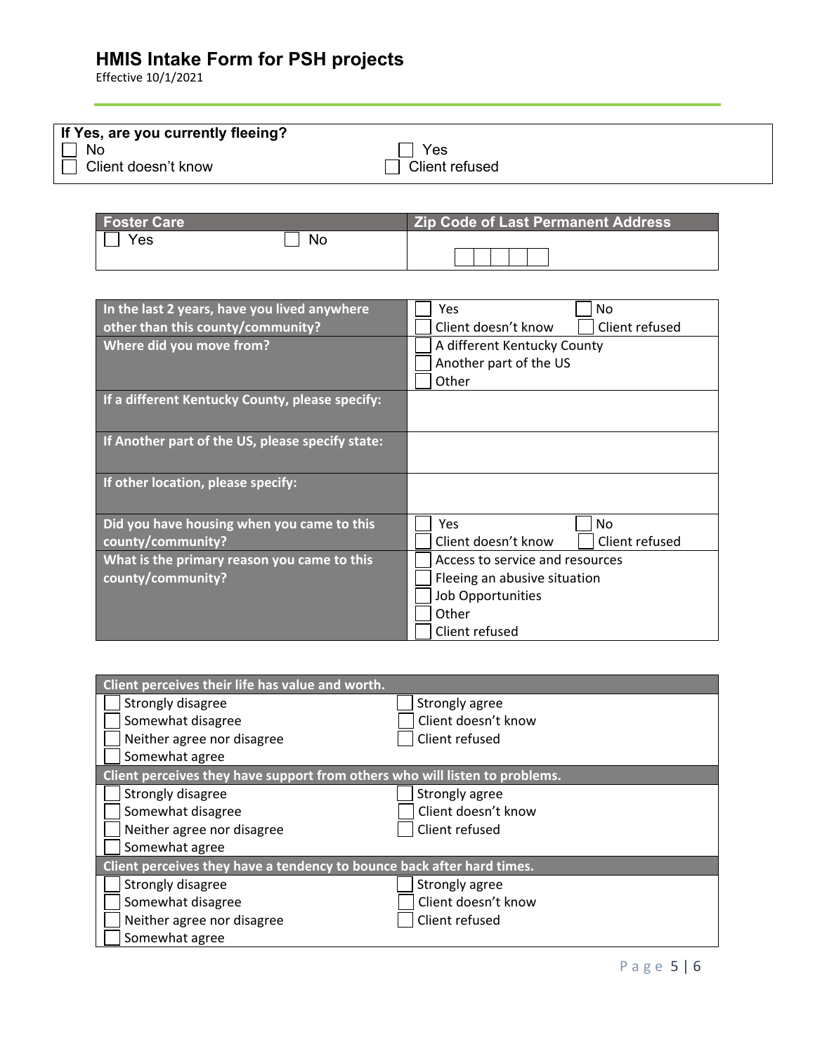# HMIS Intake Form for PSH projects

Effective 10/1/2021

| **If Yes, are you currently fleeing?** | |
|---|---|
| ☐ No | ☐ Yes |
| ☐ Client doesn't know | ☐ Client refused |

| **Foster Care** | | **Zip Code of Last Permanent Address** |
|---|---|---|
| ☐ Yes | ☐ No | ☐☐☐☐☐ |

| | |
|---|---|
| **In the last 2 years, have you lived anywhere other than this county/community?** | ☐ Yes ☐ No<br>☐ Client doesn't know ☐ Client refused |
| **Where did you move from?** | ☐ A different Kentucky County<br>☐ Another part of the US<br>☐ Other |
| **If a different Kentucky County, please specify:** | |
| **If Another part of the US, please specify state:** | |
| **If other location, please specify:** | |
| **Did you have housing when you came to this county/community?** | ☐ Yes ☐ No<br>☐ Client doesn't know ☐ Client refused |
| **What is the primary reason you came to this county/community?** | ☐ Access to service and resources<br>☐ Fleeing an abusive situation<br>☐ Job Opportunities<br>☐ Other<br>☐ Client refused |

| **Client perceives their life has value and worth.** | |
|---|---|
| ☐ Strongly disagree | ☐ Strongly agree |
| ☐ Somewhat disagree | ☐ Client doesn't know |
| ☐ Neither agree nor disagree | ☐ Client refused |
| ☐ Somewhat agree | |
| **Client perceives they have support from others who will listen to problems.** | |
| ☐ Strongly disagree | ☐ Strongly agree |
| ☐ Somewhat disagree | ☐ Client doesn't know |
| ☐ Neither agree nor disagree | ☐ Client refused |
| ☐ Somewhat agree | |
| **Client perceives they have a tendency to bounce back after hard times.** | |
| ☐ Strongly disagree | ☐ Strongly agree |
| ☐ Somewhat disagree | ☐ Client doesn't know |
| ☐ Neither agree nor disagree | ☐ Client refused |
| ☐ Somewhat agree | |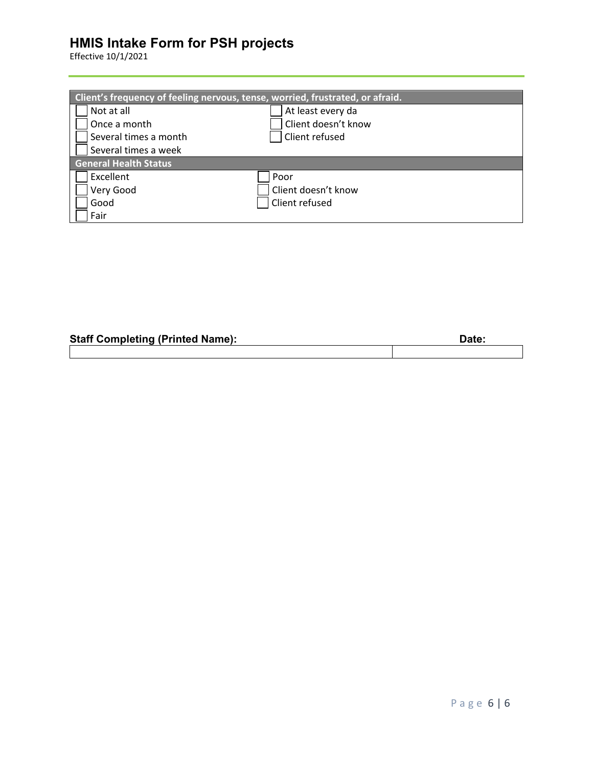# HMIS Intake Form for PSH projects

Effective 10/1/2021

| Client's frequency of feeling nervous, tense, worried, frustrated, or afraid. | |
|---|---|
| ☐ Not at all | ☐ At least every da |
| ☐ Once a month | ☐ Client doesn't know |
| ☐ Several times a month | ☐ Client refused |
| ☐ Several times a week | |

| General Health Status | |
|---|---|
| ☐ Excellent | ☐ Poor |
| ☐ Very Good | ☐ Client doesn't know |
| ☐ Good | ☐ Client refused |
| ☐ Fair | |

| Staff Completing (Printed Name): | Date: |
|---|---|
| | |